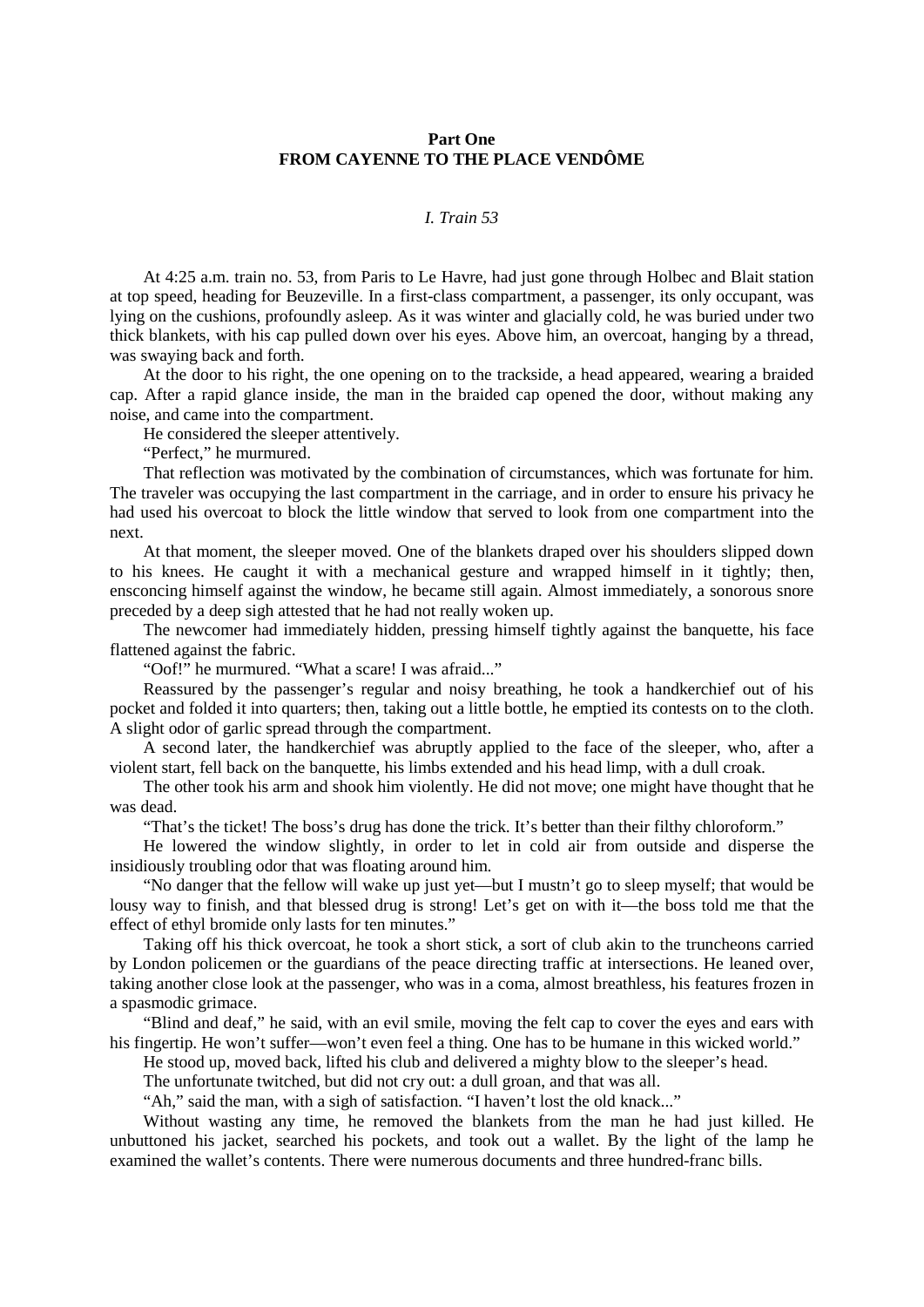## Part One
## FROM CAYENNE TO THE PLACE VENDÔME

### *I. Train 53*

At 4:25 a.m. train no. 53, from Paris to Le Havre, had just gone through Holbec and Blait station at top speed, heading for Beuzeville. In a first-class compartment, a passenger, its only occupant, was lying on the cushions, profoundly asleep. As it was winter and glacially cold, he was buried under two thick blankets, with his cap pulled down over his eyes. Above him, an overcoat, hanging by a thread, was swaying back and forth.

At the door to his right, the one opening on to the trackside, a head appeared, wearing a braided cap. After a rapid glance inside, the man in the braided cap opened the door, without making any noise, and came into the compartment.

He considered the sleeper attentively.

"Perfect," he murmured.

That reflection was motivated by the combination of circumstances, which was fortunate for him. The traveler was occupying the last compartment in the carriage, and in order to ensure his privacy he had used his overcoat to block the little window that served to look from one compartment into the next.

At that moment, the sleeper moved. One of the blankets draped over his shoulders slipped down to his knees. He caught it with a mechanical gesture and wrapped himself in it tightly; then, ensconcing himself against the window, he became still again. Almost immediately, a sonorous snore preceded by a deep sigh attested that he had not really woken up.

The newcomer had immediately hidden, pressing himself tightly against the banquette, his face flattened against the fabric.

"Oof!" he murmured. "What a scare! I was afraid..."

Reassured by the passenger's regular and noisy breathing, he took a handkerchief out of his pocket and folded it into quarters; then, taking out a little bottle, he emptied its contests on to the cloth. A slight odor of garlic spread through the compartment.

A second later, the handkerchief was abruptly applied to the face of the sleeper, who, after a violent start, fell back on the banquette, his limbs extended and his head limp, with a dull croak.

The other took his arm and shook him violently. He did not move; one might have thought that he was dead.

"That's the ticket! The boss's drug has done the trick. It's better than their filthy chloroform."

He lowered the window slightly, in order to let in cold air from outside and disperse the insidiously troubling odor that was floating around him.

"No danger that the fellow will wake up just yet—but I mustn't go to sleep myself; that would be lousy way to finish, and that blessed drug is strong! Let's get on with it—the boss told me that the effect of ethyl bromide only lasts for ten minutes."

Taking off his thick overcoat, he took a short stick, a sort of club akin to the truncheons carried by London policemen or the guardians of the peace directing traffic at intersections. He leaned over, taking another close look at the passenger, who was in a coma, almost breathless, his features frozen in a spasmodic grimace.

"Blind and deaf," he said, with an evil smile, moving the felt cap to cover the eyes and ears with his fingertip. He won't suffer—won't even feel a thing. One has to be humane in this wicked world."

He stood up, moved back, lifted his club and delivered a mighty blow to the sleeper's head.

The unfortunate twitched, but did not cry out: a dull groan, and that was all.

"Ah," said the man, with a sigh of satisfaction. "I haven't lost the old knack..."

Without wasting any time, he removed the blankets from the man he had just killed. He unbuttoned his jacket, searched his pockets, and took out a wallet. By the light of the lamp he examined the wallet's contents. There were numerous documents and three hundred-franc bills.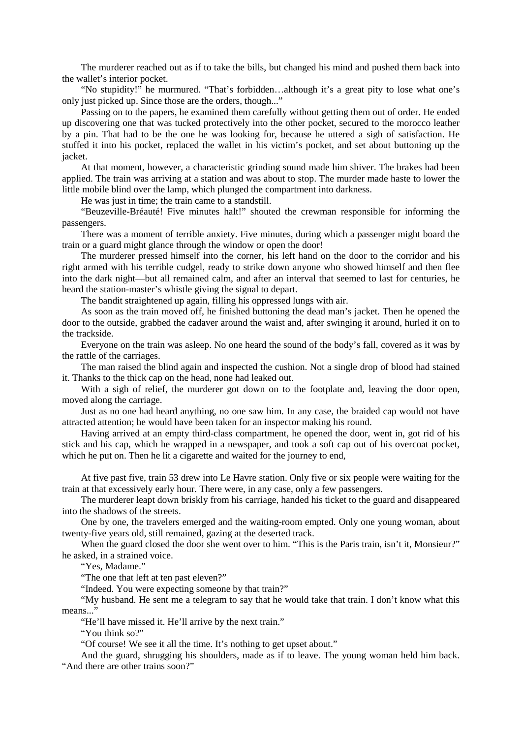The murderer reached out as if to take the bills, but changed his mind and pushed them back into the wallet's interior pocket.

"No stupidity!" he murmured. "That's forbidden…although it's a great pity to lose what one's only just picked up. Since those are the orders, though..."

Passing on to the papers, he examined them carefully without getting them out of order. He ended up discovering one that was tucked protectively into the other pocket, secured to the morocco leather by a pin. That had to be the one he was looking for, because he uttered a sigh of satisfaction. He stuffed it into his pocket, replaced the wallet in his victim's pocket, and set about buttoning up the jacket.

At that moment, however, a characteristic grinding sound made him shiver. The brakes had been applied. The train was arriving at a station and was about to stop. The murder made haste to lower the little mobile blind over the lamp, which plunged the compartment into darkness.

He was just in time; the train came to a standstill.

"Beuzeville-Bréauté! Five minutes halt!" shouted the crewman responsible for informing the passengers.

There was a moment of terrible anxiety. Five minutes, during which a passenger might board the train or a guard might glance through the window or open the door!

The murderer pressed himself into the corner, his left hand on the door to the corridor and his right armed with his terrible cudgel, ready to strike down anyone who showed himself and then flee into the dark night—but all remained calm, and after an interval that seemed to last for centuries, he heard the station-master's whistle giving the signal to depart.

The bandit straightened up again, filling his oppressed lungs with air.

As soon as the train moved off, he finished buttoning the dead man's jacket. Then he opened the door to the outside, grabbed the cadaver around the waist and, after swinging it around, hurled it on to the trackside.

Everyone on the train was asleep. No one heard the sound of the body's fall, covered as it was by the rattle of the carriages.

The man raised the blind again and inspected the cushion. Not a single drop of blood had stained it. Thanks to the thick cap on the head, none had leaked out.

With a sigh of relief, the murderer got down on to the footplate and, leaving the door open, moved along the carriage.

Just as no one had heard anything, no one saw him. In any case, the braided cap would not have attracted attention; he would have been taken for an inspector making his round.

Having arrived at an empty third-class compartment, he opened the door, went in, got rid of his stick and his cap, which he wrapped in a newspaper, and took a soft cap out of his overcoat pocket, which he put on. Then he lit a cigarette and waited for the journey to end,

At five past five, train 53 drew into Le Havre station. Only five or six people were waiting for the train at that excessively early hour. There were, in any case, only a few passengers.

The murderer leapt down briskly from his carriage, handed his ticket to the guard and disappeared into the shadows of the streets.

One by one, the travelers emerged and the waiting-room empted. Only one young woman, about twenty-five years old, still remained, gazing at the deserted track.

When the guard closed the door she went over to him. "This is the Paris train, isn't it, Monsieur?" he asked, in a strained voice.

"Yes, Madame."

"The one that left at ten past eleven?"

"Indeed. You were expecting someone by that train?"

"My husband. He sent me a telegram to say that he would take that train. I don't know what this means..."

"He'll have missed it. He'll arrive by the next train."

"You think so?"

"Of course! We see it all the time. It's nothing to get upset about."

And the guard, shrugging his shoulders, made as if to leave. The young woman held him back. "And there are other trains soon?"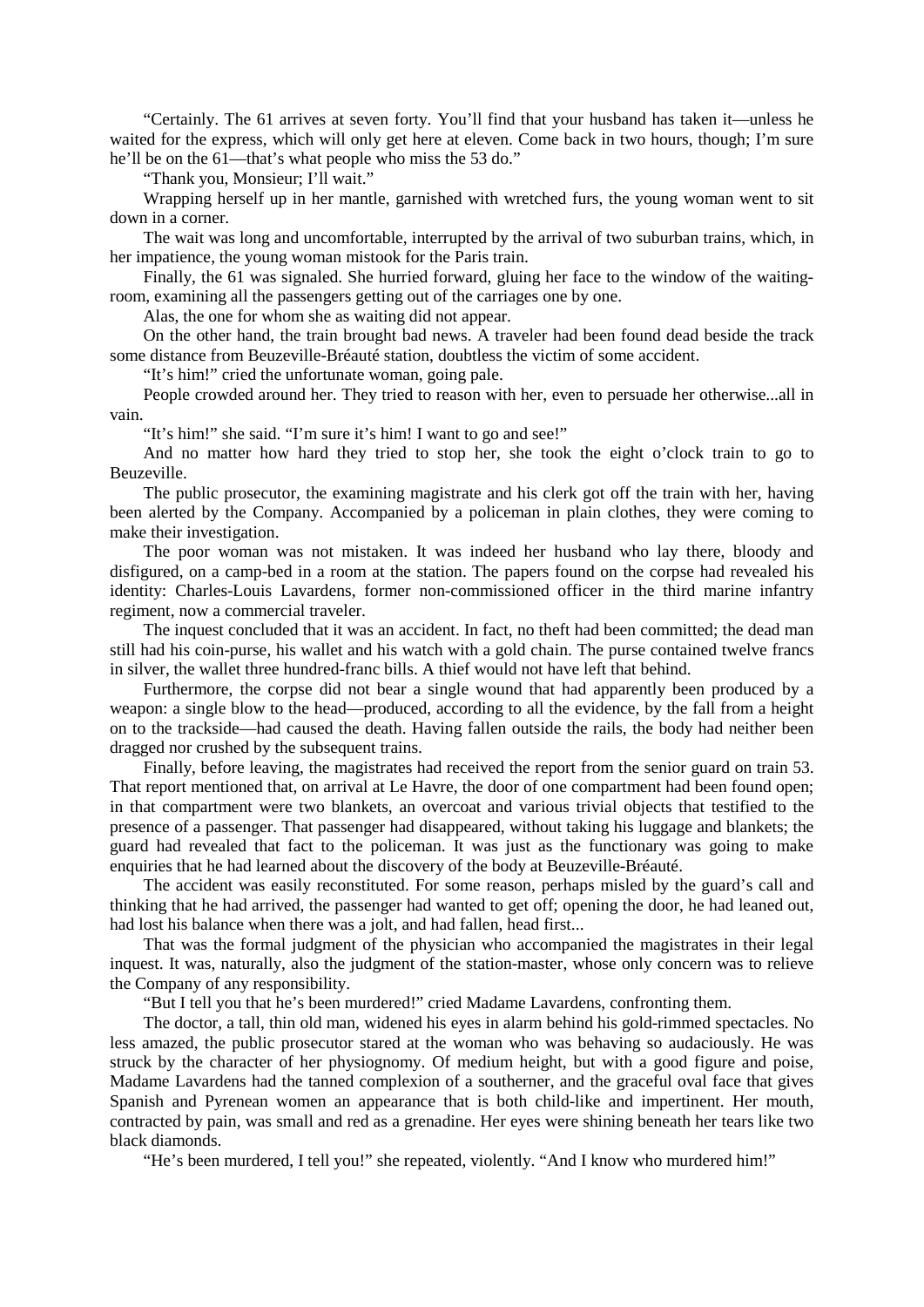"Certainly. The 61 arrives at seven forty. You'll find that your husband has taken it—unless he waited for the express, which will only get here at eleven. Come back in two hours, though; I'm sure he'll be on the 61—that's what people who miss the 53 do."

"Thank you, Monsieur; I'll wait."

Wrapping herself up in her mantle, garnished with wretched furs, the young woman went to sit down in a corner.

The wait was long and uncomfortable, interrupted by the arrival of two suburban trains, which, in her impatience, the young woman mistook for the Paris train.

Finally, the 61 was signaled. She hurried forward, gluing her face to the window of the waiting-room, examining all the passengers getting out of the carriages one by one.

Alas, the one for whom she as waiting did not appear.

On the other hand, the train brought bad news. A traveler had been found dead beside the track some distance from Beuzeville-Bréauté station, doubtless the victim of some accident.

"It's him!" cried the unfortunate woman, going pale.

People crowded around her. They tried to reason with her, even to persuade her otherwise...all in vain.

"It's him!" she said. "I'm sure it's him! I want to go and see!"

And no matter how hard they tried to stop her, she took the eight o'clock train to go to Beuzeville.

The public prosecutor, the examining magistrate and his clerk got off the train with her, having been alerted by the Company. Accompanied by a policeman in plain clothes, they were coming to make their investigation.

The poor woman was not mistaken. It was indeed her husband who lay there, bloody and disfigured, on a camp-bed in a room at the station. The papers found on the corpse had revealed his identity: Charles-Louis Lavardens, former non-commissioned officer in the third marine infantry regiment, now a commercial traveler.

The inquest concluded that it was an accident. In fact, no theft had been committed; the dead man still had his coin-purse, his wallet and his watch with a gold chain. The purse contained twelve francs in silver, the wallet three hundred-franc bills. A thief would not have left that behind.

Furthermore, the corpse did not bear a single wound that had apparently been produced by a weapon: a single blow to the head—produced, according to all the evidence, by the fall from a height on to the trackside—had caused the death. Having fallen outside the rails, the body had neither been dragged nor crushed by the subsequent trains.

Finally, before leaving, the magistrates had received the report from the senior guard on train 53. That report mentioned that, on arrival at Le Havre, the door of one compartment had been found open; in that compartment were two blankets, an overcoat and various trivial objects that testified to the presence of a passenger. That passenger had disappeared, without taking his luggage and blankets; the guard had revealed that fact to the policeman. It was just as the functionary was going to make enquiries that he had learned about the discovery of the body at Beuzeville-Bréauté.

The accident was easily reconstituted. For some reason, perhaps misled by the guard's call and thinking that he had arrived, the passenger had wanted to get off; opening the door, he had leaned out, had lost his balance when there was a jolt, and had fallen, head first...

That was the formal judgment of the physician who accompanied the magistrates in their legal inquest. It was, naturally, also the judgment of the station-master, whose only concern was to relieve the Company of any responsibility.

"But I tell you that he's been murdered!" cried Madame Lavardens, confronting them.

The doctor, a tall, thin old man, widened his eyes in alarm behind his gold-rimmed spectacles. No less amazed, the public prosecutor stared at the woman who was behaving so audaciously. He was struck by the character of her physiognomy. Of medium height, but with a good figure and poise, Madame Lavardens had the tanned complexion of a southerner, and the graceful oval face that gives Spanish and Pyrenean women an appearance that is both child-like and impertinent. Her mouth, contracted by pain, was small and red as a grenadine. Her eyes were shining beneath her tears like two black diamonds.

"He's been murdered, I tell you!" she repeated, violently. "And I know who murdered him!"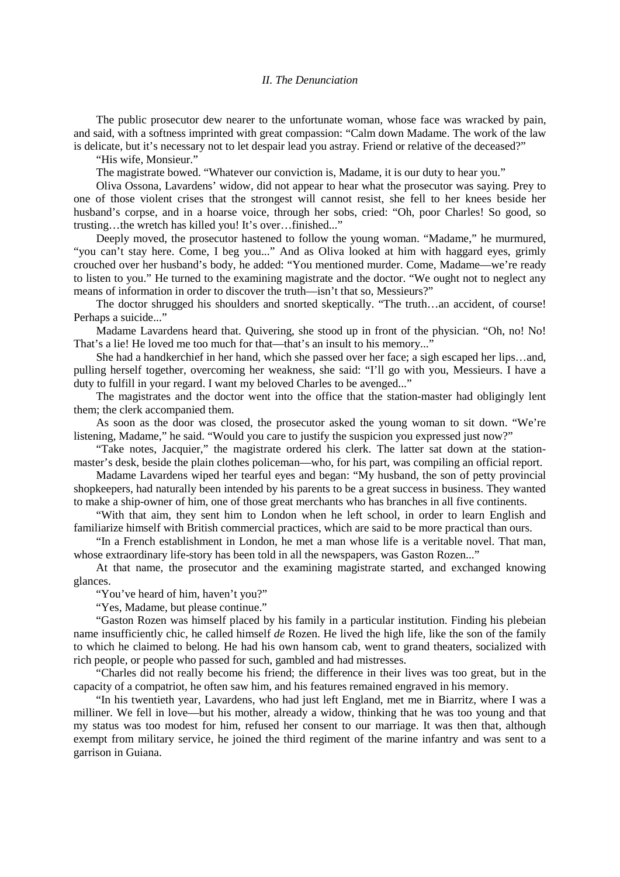*II. The Denunciation*

The public prosecutor dew nearer to the unfortunate woman, whose face was wracked by pain, and said, with a softness imprinted with great compassion: "Calm down Madame. The work of the law is delicate, but it's necessary not to let despair lead you astray. Friend or relative of the deceased?"

"His wife, Monsieur."

The magistrate bowed. "Whatever our conviction is, Madame, it is our duty to hear you."

Oliva Ossona, Lavardens' widow, did not appear to hear what the prosecutor was saying. Prey to one of those violent crises that the strongest will cannot resist, she fell to her knees beside her husband's corpse, and in a hoarse voice, through her sobs, cried: "Oh, poor Charles! So good, so trusting…the wretch has killed you! It's over…finished..."

Deeply moved, the prosecutor hastened to follow the young woman. "Madame," he murmured, "you can't stay here. Come, I beg you..." And as Oliva looked at him with haggard eyes, grimly crouched over her husband's body, he added: "You mentioned murder. Come, Madame—we're ready to listen to you." He turned to the examining magistrate and the doctor. "We ought not to neglect any means of information in order to discover the truth—isn't that so, Messieurs?"

The doctor shrugged his shoulders and snorted skeptically. "The truth…an accident, of course! Perhaps a suicide..."

Madame Lavardens heard that. Quivering, she stood up in front of the physician. "Oh, no! No! That's a lie! He loved me too much for that—that's an insult to his memory..."

She had a handkerchief in her hand, which she passed over her face; a sigh escaped her lips…and, pulling herself together, overcoming her weakness, she said: "I'll go with you, Messieurs. I have a duty to fulfill in your regard. I want my beloved Charles to be avenged..."

The magistrates and the doctor went into the office that the station-master had obligingly lent them; the clerk accompanied them.

As soon as the door was closed, the prosecutor asked the young woman to sit down. "We're listening, Madame," he said. "Would you care to justify the suspicion you expressed just now?"

"Take notes, Jacquier," the magistrate ordered his clerk. The latter sat down at the station-master's desk, beside the plain clothes policeman—who, for his part, was compiling an official report.

Madame Lavardens wiped her tearful eyes and began: "My husband, the son of petty provincial shopkeepers, had naturally been intended by his parents to be a great success in business. They wanted to make a ship-owner of him, one of those great merchants who has branches in all five continents.

"With that aim, they sent him to London when he left school, in order to learn English and familiarize himself with British commercial practices, which are said to be more practical than ours.

"In a French establishment in London, he met a man whose life is a veritable novel. That man, whose extraordinary life-story has been told in all the newspapers, was Gaston Rozen..."

At that name, the prosecutor and the examining magistrate started, and exchanged knowing glances.

"You've heard of him, haven't you?"

"Yes, Madame, but please continue."

"Gaston Rozen was himself placed by his family in a particular institution. Finding his plebeian name insufficiently chic, he called himself *de* Rozen. He lived the high life, like the son of the family to which he claimed to belong. He had his own hansom cab, went to grand theaters, socialized with rich people, or people who passed for such, gambled and had mistresses.

"Charles did not really become his friend; the difference in their lives was too great, but in the capacity of a compatriot, he often saw him, and his features remained engraved in his memory.

"In his twentieth year, Lavardens, who had just left England, met me in Biarritz, where I was a milliner. We fell in love—but his mother, already a widow, thinking that he was too young and that my status was too modest for him, refused her consent to our marriage. It was then that, although exempt from military service, he joined the third regiment of the marine infantry and was sent to a garrison in Guiana.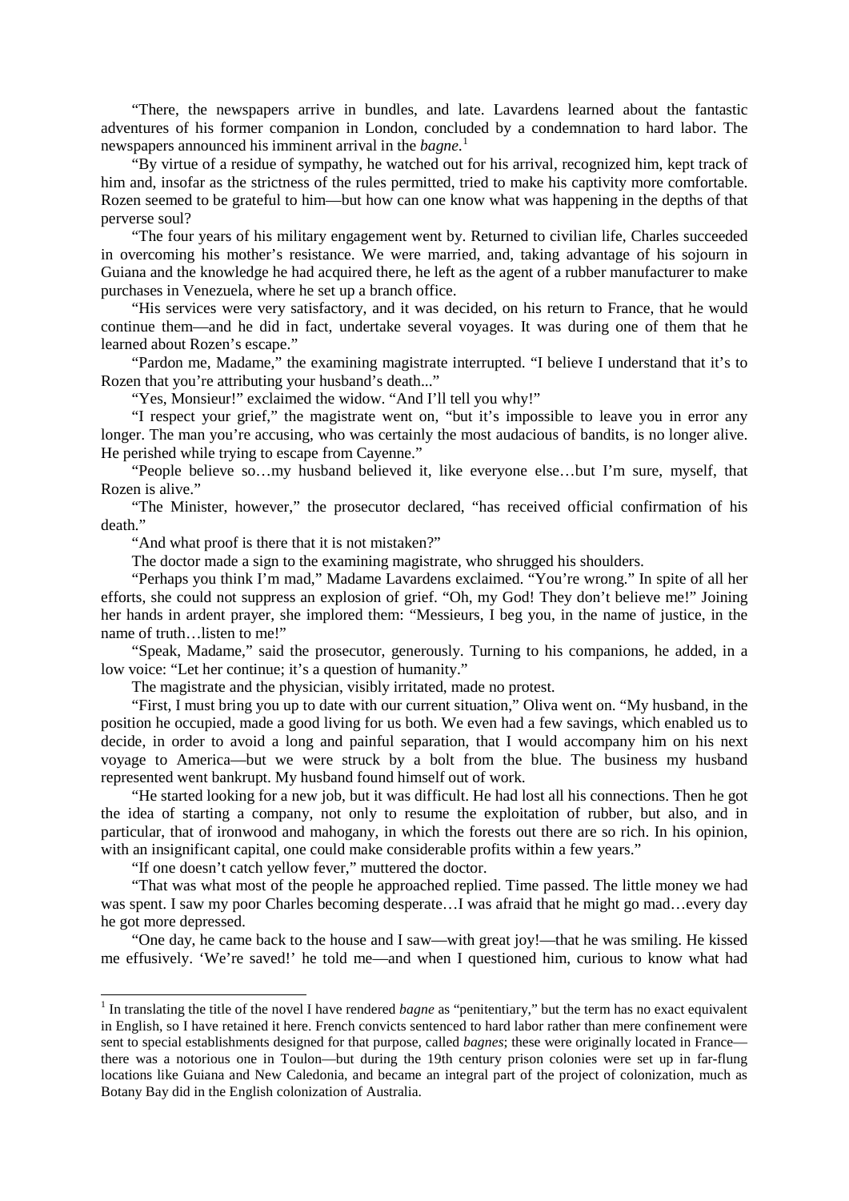"There, the newspapers arrive in bundles, and late. Lavardens learned about the fantastic adventures of his former companion in London, concluded by a condemnation to hard labor. The newspapers announced his imminent arrival in the *bagne*.[1]

"By virtue of a residue of sympathy, he watched out for his arrival, recognized him, kept track of him and, insofar as the strictness of the rules permitted, tried to make his captivity more comfortable. Rozen seemed to be grateful to him—but how can one know what was happening in the depths of that perverse soul?

"The four years of his military engagement went by. Returned to civilian life, Charles succeeded in overcoming his mother's resistance. We were married, and, taking advantage of his sojourn in Guiana and the knowledge he had acquired there, he left as the agent of a rubber manufacturer to make purchases in Venezuela, where he set up a branch office.

"His services were very satisfactory, and it was decided, on his return to France, that he would continue them—and he did in fact, undertake several voyages. It was during one of them that he learned about Rozen's escape."

"Pardon me, Madame," the examining magistrate interrupted. "I believe I understand that it's to Rozen that you're attributing your husband's death..."

"Yes, Monsieur!" exclaimed the widow. "And I'll tell you why!"

"I respect your grief," the magistrate went on, "but it's impossible to leave you in error any longer. The man you're accusing, who was certainly the most audacious of bandits, is no longer alive. He perished while trying to escape from Cayenne."

"People believe so…my husband believed it, like everyone else…but I'm sure, myself, that Rozen is alive."

"The Minister, however," the prosecutor declared, "has received official confirmation of his death."

"And what proof is there that it is not mistaken?"

The doctor made a sign to the examining magistrate, who shrugged his shoulders.

"Perhaps you think I'm mad," Madame Lavardens exclaimed. "You're wrong." In spite of all her efforts, she could not suppress an explosion of grief. "Oh, my God! They don't believe me!" Joining her hands in ardent prayer, she implored them: "Messieurs, I beg you, in the name of justice, in the name of truth…listen to me!"

"Speak, Madame," said the prosecutor, generously. Turning to his companions, he added, in a low voice: "Let her continue; it's a question of humanity."

The magistrate and the physician, visibly irritated, made no protest.

"First, I must bring you up to date with our current situation," Oliva went on. "My husband, in the position he occupied, made a good living for us both. We even had a few savings, which enabled us to decide, in order to avoid a long and painful separation, that I would accompany him on his next voyage to America—but we were struck by a bolt from the blue. The business my husband represented went bankrupt. My husband found himself out of work.

"He started looking for a new job, but it was difficult. He had lost all his connections. Then he got the idea of starting a company, not only to resume the exploitation of rubber, but also, and in particular, that of ironwood and mahogany, in which the forests out there are so rich. In his opinion, with an insignificant capital, one could make considerable profits within a few years."

"If one doesn't catch yellow fever," muttered the doctor.

"That was what most of the people he approached replied. Time passed. The little money we had was spent. I saw my poor Charles becoming desperate…I was afraid that he might go mad…every day he got more depressed.

"One day, he came back to the house and I saw—with great joy!—that he was smiling. He kissed me effusively. 'We're saved!' he told me—and when I questioned him, curious to know what had

---

[1] In translating the title of the novel I have rendered *bagne* as "penitentiary," but the term has no exact equivalent in English, so I have retained it here. French convicts sentenced to hard labor rather than mere confinement were sent to special establishments designed for that purpose, called *bagnes*; these were originally located in France—there was a notorious one in Toulon—but during the 19th century prison colonies were set up in far-flung locations like Guiana and New Caledonia, and became an integral part of the project of colonization, much as Botany Bay did in the English colonization of Australia.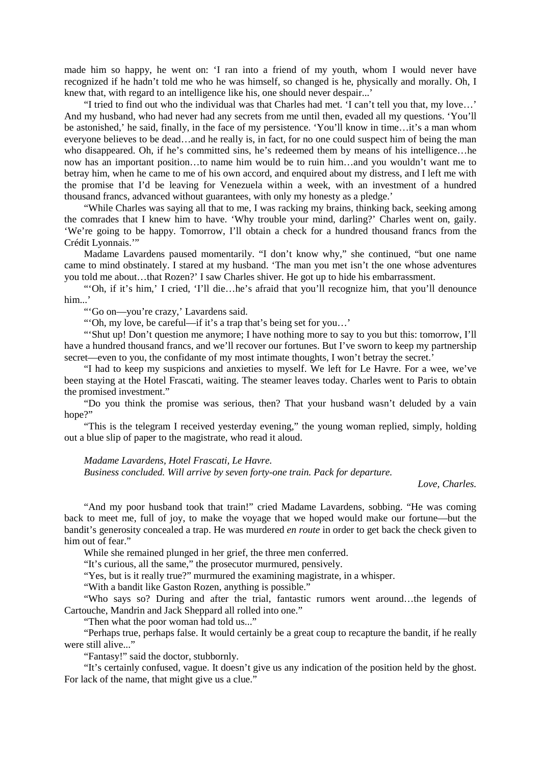made him so happy, he went on: 'I ran into a friend of my youth, whom I would never have recognized if he hadn't told me who he was himself, so changed is he, physically and morally. Oh, I knew that, with regard to an intelligence like his, one should never despair...'

"I tried to find out who the individual was that Charles had met. 'I can't tell you that, my love…' And my husband, who had never had any secrets from me until then, evaded all my questions. 'You'll be astonished,' he said, finally, in the face of my persistence. 'You'll know in time…it's a man whom everyone believes to be dead…and he really is, in fact, for no one could suspect him of being the man who disappeared. Oh, if he's committed sins, he's redeemed them by means of his intelligence…he now has an important position…to name him would be to ruin him…and you wouldn't want me to betray him, when he came to me of his own accord, and enquired about my distress, and I left me with the promise that I'd be leaving for Venezuela within a week, with an investment of a hundred thousand francs, advanced without guarantees, with only my honesty as a pledge.'

"While Charles was saying all that to me, I was racking my brains, thinking back, seeking among the comrades that I knew him to have. 'Why trouble your mind, darling?' Charles went on, gaily. 'We're going to be happy. Tomorrow, I'll obtain a check for a hundred thousand francs from the Crédit Lyonnais.'"

Madame Lavardens paused momentarily. "I don't know why," she continued, "but one name came to mind obstinately. I stared at my husband. 'The man you met isn't the one whose adventures you told me about…that Rozen?' I saw Charles shiver. He got up to hide his embarrassment.

"'Oh, if it's him,' I cried, 'I'll die…he's afraid that you'll recognize him, that you'll denounce him...'

"'Go on—you're crazy,' Lavardens said.

"'Oh, my love, be careful—if it's a trap that's being set for you…'

"'Shut up! Don't question me anymore; I have nothing more to say to you but this: tomorrow, I'll have a hundred thousand francs, and we'll recover our fortunes. But I've sworn to keep my partnership secret—even to you, the confidante of my most intimate thoughts, I won't betray the secret.'

"I had to keep my suspicions and anxieties to myself. We left for Le Havre. For a wee, we've been staying at the Hotel Frascati, waiting. The steamer leaves today. Charles went to Paris to obtain the promised investment."

"Do you think the promise was serious, then? That your husband wasn't deluded by a vain hope?"

"This is the telegram I received yesterday evening," the young woman replied, simply, holding out a blue slip of paper to the magistrate, who read it aloud.

*Madame Lavardens, Hotel Frascati, Le Havre.*
*Business concluded. Will arrive by seven forty-one train. Pack for departure.*

*Love, Charles.*

"And my poor husband took that train!" cried Madame Lavardens, sobbing. "He was coming back to meet me, full of joy, to make the voyage that we hoped would make our fortune—but the bandit's generosity concealed a trap. He was murdered *en route* in order to get back the check given to him out of fear."

While she remained plunged in her grief, the three men conferred.

"It's curious, all the same," the prosecutor murmured, pensively.

"Yes, but is it really true?" murmured the examining magistrate, in a whisper.

"With a bandit like Gaston Rozen, anything is possible."

"Who says so? During and after the trial, fantastic rumors went around…the legends of Cartouche, Mandrin and Jack Sheppard all rolled into one."

"Then what the poor woman had told us..."

"Perhaps true, perhaps false. It would certainly be a great coup to recapture the bandit, if he really were still alive..."

"Fantasy!" said the doctor, stubbornly.

"It's certainly confused, vague. It doesn't give us any indication of the position held by the ghost. For lack of the name, that might give us a clue."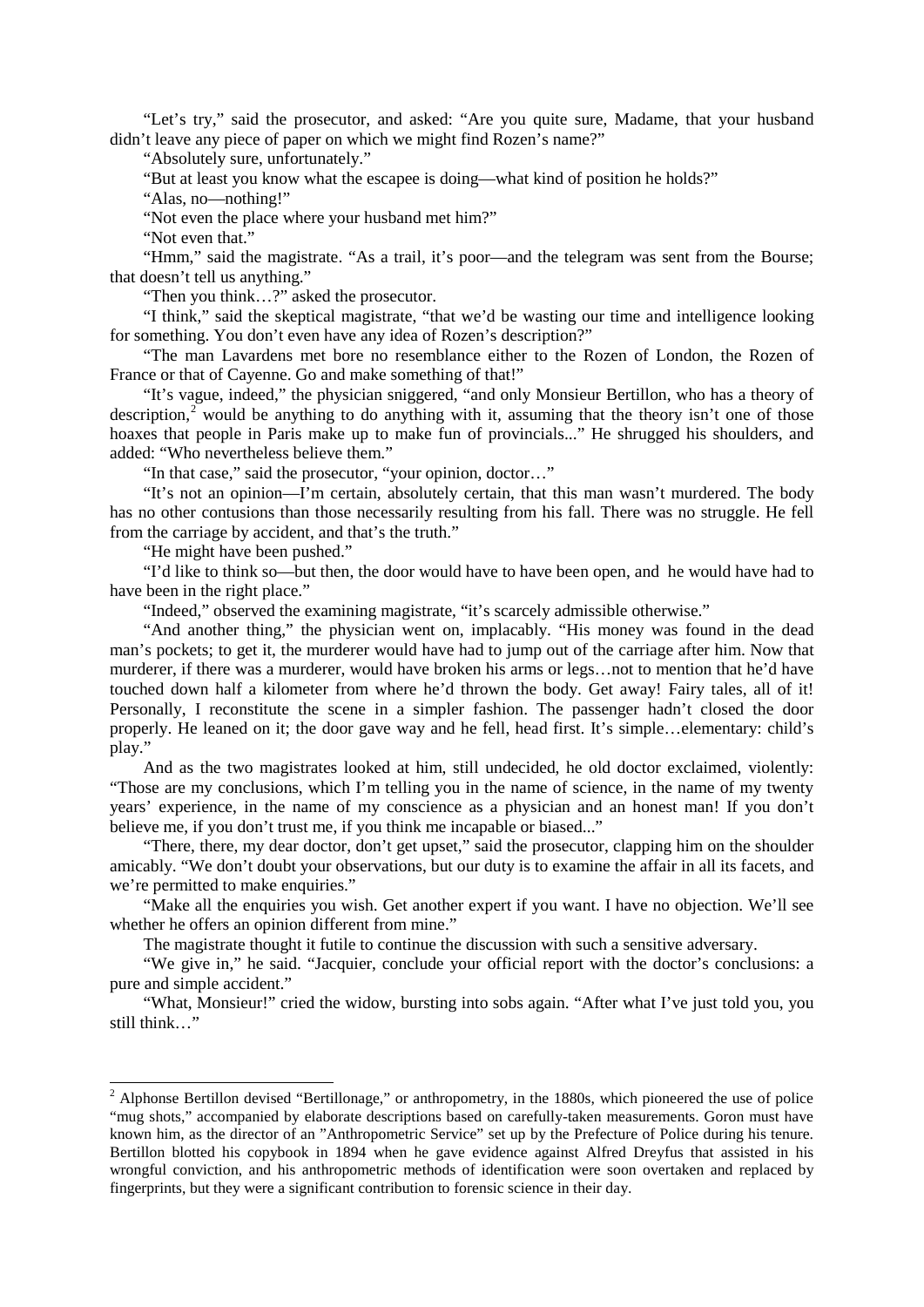"Let's try," said the prosecutor, and asked: "Are you quite sure, Madame, that your husband didn't leave any piece of paper on which we might find Rozen's name?"

"Absolutely sure, unfortunately."

"But at least you know what the escapee is doing—what kind of position he holds?"

"Alas, no—nothing!"

"Not even the place where your husband met him?"

"Not even that."

"Hmm," said the magistrate. "As a trail, it's poor—and the telegram was sent from the Bourse; that doesn't tell us anything."

"Then you think…?" asked the prosecutor.

"I think," said the skeptical magistrate, "that we'd be wasting our time and intelligence looking for something. You don't even have any idea of Rozen's description?"

"The man Lavardens met bore no resemblance either to the Rozen of London, the Rozen of France or that of Cayenne. Go and make something of that!"

"It's vague, indeed," the physician sniggered, "and only Monsieur Bertillon, who has a theory of description,[2] would be anything to do anything with it, assuming that the theory isn't one of those hoaxes that people in Paris make up to make fun of provincials..." He shrugged his shoulders, and added: "Who nevertheless believe them."

"In that case," said the prosecutor, "your opinion, doctor…"

"It's not an opinion—I'm certain, absolutely certain, that this man wasn't murdered. The body has no other contusions than those necessarily resulting from his fall. There was no struggle. He fell from the carriage by accident, and that's the truth."

"He might have been pushed."

"I'd like to think so—but then, the door would have to have been open, and he would have had to have been in the right place."

"Indeed," observed the examining magistrate, "it's scarcely admissible otherwise."

"And another thing," the physician went on, implacably. "His money was found in the dead man's pockets; to get it, the murderer would have had to jump out of the carriage after him. Now that murderer, if there was a murderer, would have broken his arms or legs…not to mention that he'd have touched down half a kilometer from where he'd thrown the body. Get away! Fairy tales, all of it! Personally, I reconstitute the scene in a simpler fashion. The passenger hadn't closed the door properly. He leaned on it; the door gave way and he fell, head first. It's simple…elementary: child's play."

And as the two magistrates looked at him, still undecided, he old doctor exclaimed, violently: "Those are my conclusions, which I'm telling you in the name of science, in the name of my twenty years' experience, in the name of my conscience as a physician and an honest man! If you don't believe me, if you don't trust me, if you think me incapable or biased..."

"There, there, my dear doctor, don't get upset," said the prosecutor, clapping him on the shoulder amicably. "We don't doubt your observations, but our duty is to examine the affair in all its facets, and we're permitted to make enquiries."

"Make all the enquiries you wish. Get another expert if you want. I have no objection. We'll see whether he offers an opinion different from mine."

The magistrate thought it futile to continue the discussion with such a sensitive adversary.

"We give in," he said. "Jacquier, conclude your official report with the doctor's conclusions: a pure and simple accident."

"What, Monsieur!" cried the widow, bursting into sobs again. "After what I've just told you, you still think…"

---

[2] Alphonse Bertillon devised "Bertillonage," or anthropometry, in the 1880s, which pioneered the use of police "mug shots," accompanied by elaborate descriptions based on carefully-taken measurements. Goron must have known him, as the director of an "Anthropometric Service" set up by the Prefecture of Police during his tenure. Bertillon blotted his copybook in 1894 when he gave evidence against Alfred Dreyfus that assisted in his wrongful conviction, and his anthropometric methods of identification were soon overtaken and replaced by fingerprints, but they were a significant contribution to forensic science in their day.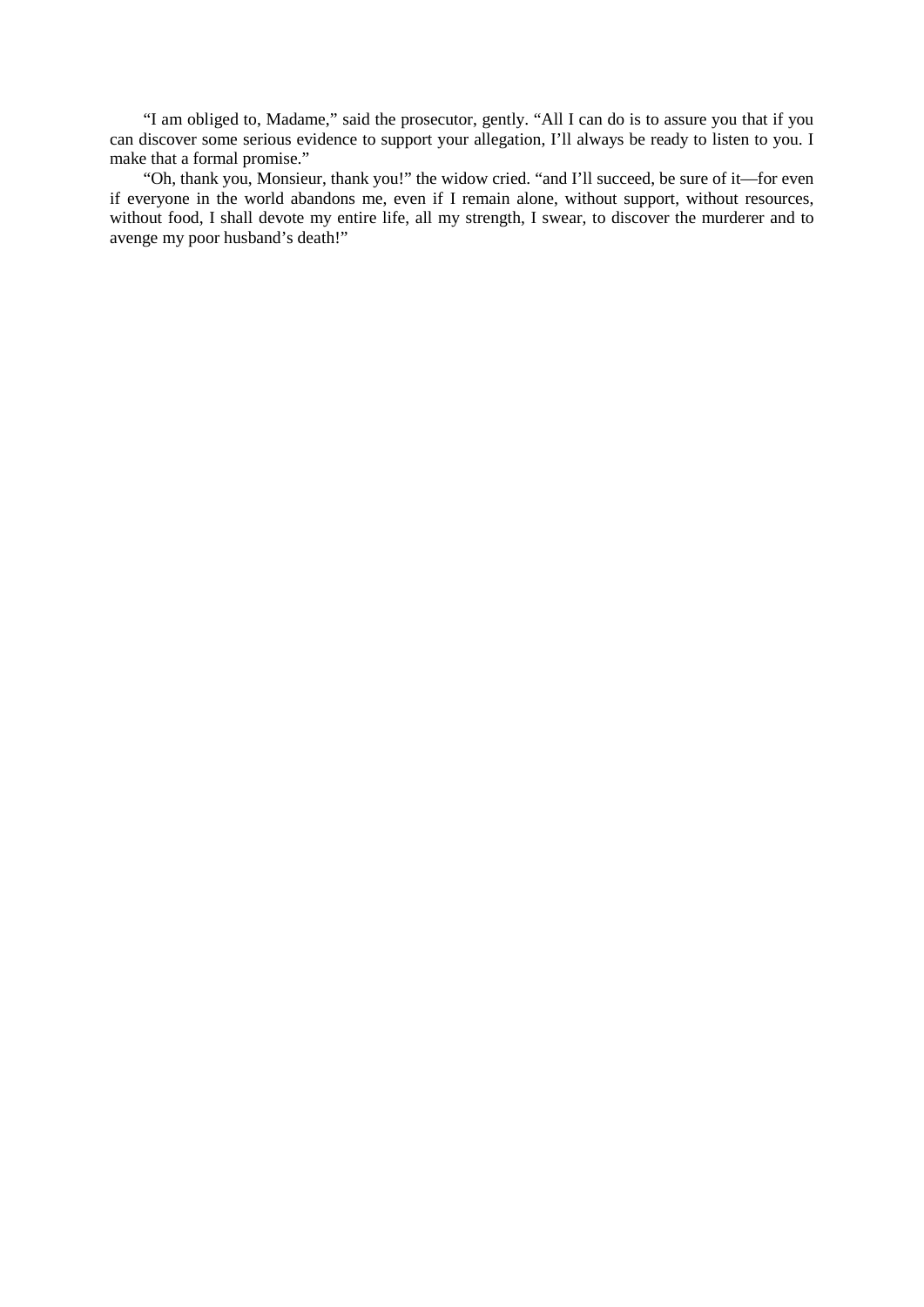"I am obliged to, Madame," said the prosecutor, gently. "All I can do is to assure you that if you can discover some serious evidence to support your allegation, I'll always be ready to listen to you. I make that a formal promise."

"Oh, thank you, Monsieur, thank you!" the widow cried. "and I'll succeed, be sure of it—for even if everyone in the world abandons me, even if I remain alone, without support, without resources, without food, I shall devote my entire life, all my strength, I swear, to discover the murderer and to avenge my poor husband's death!"